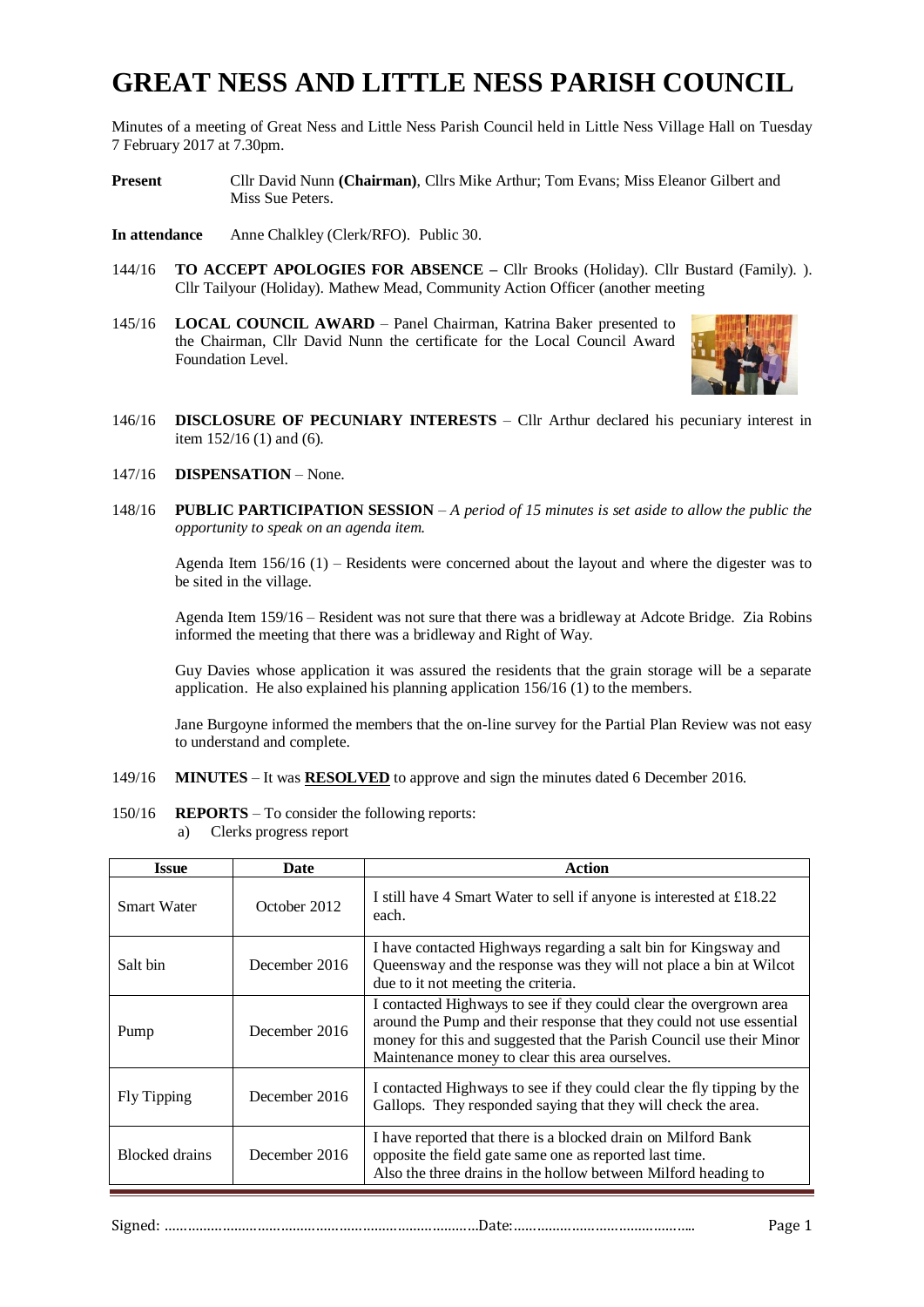# GREAT NESS AND LITTLE NESS PARISH COUNCIL

Minutes of a meeting of Great Ness and Little Ness Parish Council held in Little Ness Village Hall on Tuesday 7 February 2017 at 7.30pm.

**Present** Cllr David Nunn **(Chairman)**, Cllrs Mike Arthur; Tom Evans; Miss Eleanor Gilbert and Miss Sue Peters.

**In attendance** Anne Chalkley (Clerk/RFO). Public 30.

144/16 **TO ACCEPT APOLOGIES FOR ABSENCE –** Cllr Brooks (Holiday). Cllr Bustard (Family). ). Cllr Tailyour (Holiday). Mathew Mead, Community Action Officer (another meeting

145/16 **LOCAL COUNCIL AWARD** – Panel Chairman, Katrina Baker presented to the Chairman, Cllr David Nunn the certificate for the Local Council Award Foundation Level.

146/16 **DISCLOSURE OF PECUNIARY INTERESTS** – Cllr Arthur declared his pecuniary interest in item 152/16 (1) and (6).

147/16 **DISPENSATION** – None.

148/16 **PUBLIC PARTICIPATION SESSION** – *A period of 15 minutes is set aside to allow the public the opportunity to speak on an agenda item.*

Agenda Item 156/16 (1) – Residents were concerned about the layout and where the digester was to be sited in the village.

Agenda Item 159/16 – Resident was not sure that there was a bridleway at Adcote Bridge. Zia Robins informed the meeting that there was a bridleway and Right of Way.

Guy Davies whose application it was assured the residents that the grain storage will be a separate application. He also explained his planning application 156/16 (1) to the members.

Jane Burgoyne informed the members that the on-line survey for the Partial Plan Review was not easy to understand and complete.

149/16 **MINUTES** – It was **RESOLVED** to approve and sign the minutes dated 6 December 2016.

150/16 **REPORTS** – To consider the following reports:

a) Clerks progress report

| Issue | Date | Action |
|---|---|---|
| Smart Water | October 2012 | I still have 4 Smart Water to sell if anyone is interested at £18.22 each. |
| Salt bin | December 2016 | I have contacted Highways regarding a salt bin for Kingsway and Queensway and the response was they will not place a bin at Wilcot due to it not meeting the criteria. |
| Pump | December 2016 | I contacted Highways to see if they could clear the overgrown area around the Pump and their response that they could not use essential money for this and suggested that the Parish Council use their Minor Maintenance money to clear this area ourselves. |
| Fly Tipping | December 2016 | I contacted Highways to see if they could clear the fly tipping by the Gallops. They responded saying that they will check the area. |
| Blocked drains | December 2016 | I have reported that there is a blocked drain on Milford Bank opposite the field gate same one as reported last time. Also the three drains in the hollow between Milford heading to |

Signed: ……………………………………………………………………Date:………………………………………..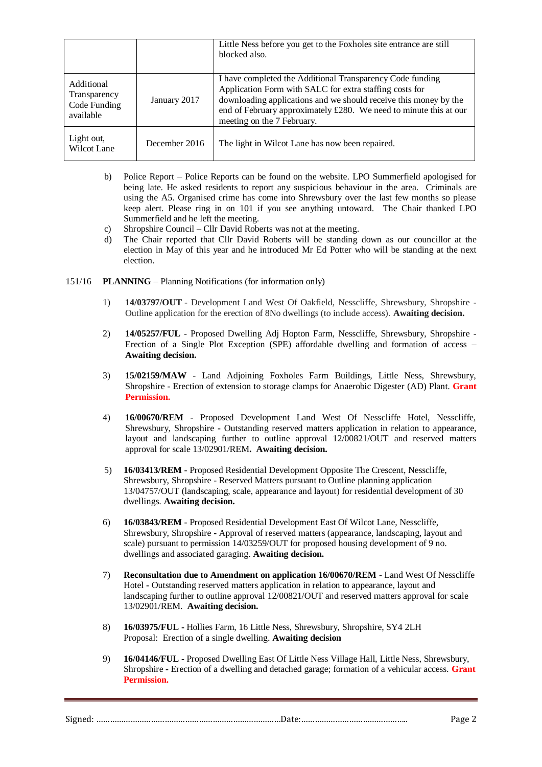| | | |
|---|---|---|
| | | Little Ness before you get to the Foxholes site entrance are still blocked also. |
| Additional Transparency Code Funding available | January 2017 | I have completed the Additional Transparency Code funding Application Form with SALC for extra staffing costs for downloading applications and we should receive this money by the end of February approximately £280. We need to minute this at our meeting on the 7 February. |
| Light out, Wilcot Lane | December 2016 | The light in Wilcot Lane has now been repaired. |

b) Police Report – Police Reports can be found on the website. LPO Summerfield apologised for being late. He asked residents to report any suspicious behaviour in the area. Criminals are using the A5. Organised crime has come into Shrewsbury over the last few months so please keep alert. Please ring in on 101 if you see anything untoward. The Chair thanked LPO Summerfield and he left the meeting.

c) Shropshire Council – Cllr David Roberts was not at the meeting.

d) The Chair reported that Cllr David Roberts will be standing down as our councillor at the election in May of this year and he introduced Mr Ed Potter who will be standing at the next election.

151/16 **PLANNING** – Planning Notifications (for information only)

1) **14/03797/OUT** - Development Land West Of Oakfield, Nesscliffe, Shrewsbury, Shropshire - Outline application for the erection of 8No dwellings (to include access). **Awaiting decision.**

2) **14/05257/FUL** - Proposed Dwelling Adj Hopton Farm, Nesscliffe, Shrewsbury, Shropshire - Erection of a Single Plot Exception (SPE) affordable dwelling and formation of access – **Awaiting decision.**

3) **15/02159/MAW** - Land Adjoining Foxholes Farm Buildings, Little Ness, Shrewsbury, Shropshire - Erection of extension to storage clamps for Anaerobic Digester (AD) Plant. **Grant Permission.**

4) **16/00670/REM** - Proposed Development Land West Of Nesscliffe Hotel, Nesscliffe, Shrewsbury, Shropshire - Outstanding reserved matters application in relation to appearance, layout and landscaping further to outline approval 12/00821/OUT and reserved matters approval for scale 13/02901/REM**. Awaiting decision.**

5) **16/03413/REM** - Proposed Residential Development Opposite The Crescent, Nesscliffe, Shrewsbury, Shropshire - Reserved Matters pursuant to Outline planning application 13/04757/OUT (landscaping, scale, appearance and layout) for residential development of 30 dwellings. **Awaiting decision.**

6) **16/03843/REM** - Proposed Residential Development East Of Wilcot Lane, Nesscliffe, Shrewsbury, Shropshire - Approval of reserved matters (appearance, landscaping, layout and scale) pursuant to permission 14/03259/OUT for proposed housing development of 9 no. dwellings and associated garaging. **Awaiting decision.**

7) **Reconsultation due to Amendment on application 16/00670/REM** - Land West Of Nesscliffe Hotel - Outstanding reserved matters application in relation to appearance, layout and landscaping further to outline approval 12/00821/OUT and reserved matters approval for scale 13/02901/REM. **Awaiting decision.**

8) **16/03975/FUL** - Hollies Farm, 16 Little Ness, Shrewsbury, Shropshire, SY4 2LH
Proposal: Erection of a single dwelling. **Awaiting decision**

9) **16/04146/FUL** - Proposed Dwelling East Of Little Ness Village Hall, Little Ness, Shrewsbury, Shropshire - Erection of a dwelling and detached garage; formation of a vehicular access. **Grant Permission.**

Signed: ………………………………………………………………………Date:………………………………………..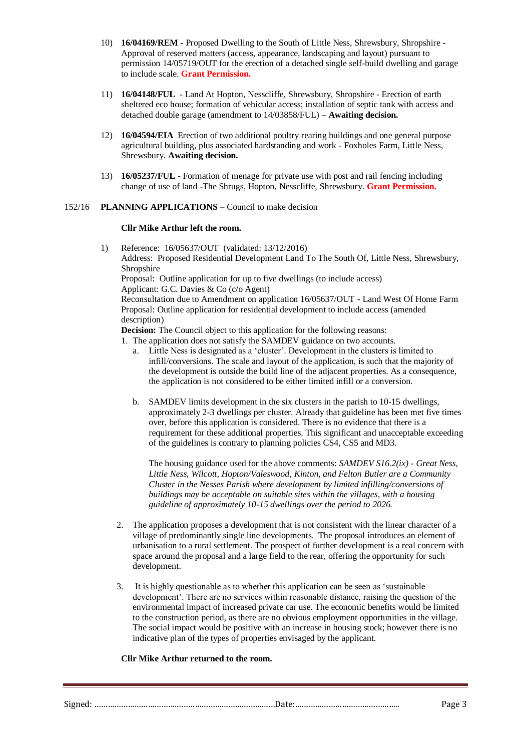10) **16/04169/REM -** Proposed Dwelling to the South of Little Ness, Shrewsbury, Shropshire **-** Approval of reserved matters (access, appearance, landscaping and layout) pursuant to permission 14/05719/OUT for the erection of a detached single self-build dwelling and garage to include scale. **Grant Permission.**

11) **16/04148/FUL** - Land At Hopton, Nesscliffe, Shrewsbury, Shropshire - Erection of earth sheltered eco house; formation of vehicular access; installation of septic tank with access and detached double garage (amendment to 14/03858/FUL) – **Awaiting decision.**

12) **16/04594/EIA** Erection of two additional poultry rearing buildings and one general purpose agricultural building, plus associated hardstanding and work - Foxholes Farm, Little Ness, Shrewsbury. **Awaiting decision.**

13) **16/05237/FUL** - Formation of menage for private use with post and rail fencing including change of use of land -The Shrugs, Hopton, Nesscliffe, Shrewsbury. **Grant Permission.**

152/16 **PLANNING APPLICATIONS** – Council to make decision

**Cllr Mike Arthur left the room.**

1) Reference: 16/05637/OUT (validated: 13/12/2016)
Address: Proposed Residential Development Land To The South Of, Little Ness, Shrewsbury, Shropshire
Proposal: Outline application for up to five dwellings (to include access)
Applicant: G.C. Davies & Co (c/o Agent)
Reconsultation due to Amendment on application 16/05637/OUT - Land West Of Home Farm
Proposal: Outline application for residential development to include access (amended description)
**Decision:** The Council object to this application for the following reasons:

1. The application does not satisfy the SAMDEV guidance on two accounts.
   a. Little Ness is designated as a 'cluster'. Development in the clusters is limited to infill/conversions. The scale and layout of the application, is such that the majority of the development is outside the build line of the adjacent properties. As a consequence, the application is not considered to be either limited infill or a conversion.

   b. SAMDEV limits development in the six clusters in the parish to 10-15 dwellings, approximately 2-3 dwellings per cluster. Already that guideline has been met five times over, before this application is considered. There is no evidence that there is a requirement for these additional properties. This significant and unacceptable exceeding of the guidelines is contrary to planning policies CS4, CS5 and MD3.

   The housing guidance used for the above comments: *SAMDEV S16.2(ix) - Great Ness, Little Ness, Wilcott, Hopton/Valeswood, Kinton, and Felton Butler are a Community Cluster in the Nesses Parish where development by limited infilling/conversions of buildings may be acceptable on suitable sites within the villages, with a housing guideline of approximately 10-15 dwellings over the period to 2026.*

2. The application proposes a development that is not consistent with the linear character of a village of predominantly single line developments. The proposal introduces an element of urbanisation to a rural settlement. The prospect of further development is a real concern with space around the proposal and a large field to the rear, offering the opportunity for such development.

3. It is highly questionable as to whether this application can be seen as 'sustainable development'. There are no services within reasonable distance, raising the question of the environmental impact of increased private car use. The economic benefits would be limited to the construction period, as there are no obvious employment opportunities in the village. The social impact would be positive with an increase in housing stock; however there is no indicative plan of the types of properties envisaged by the applicant.

**Cllr Mike Arthur returned to the room.**

Signed: ……………………………………………………………………Date:………………………………………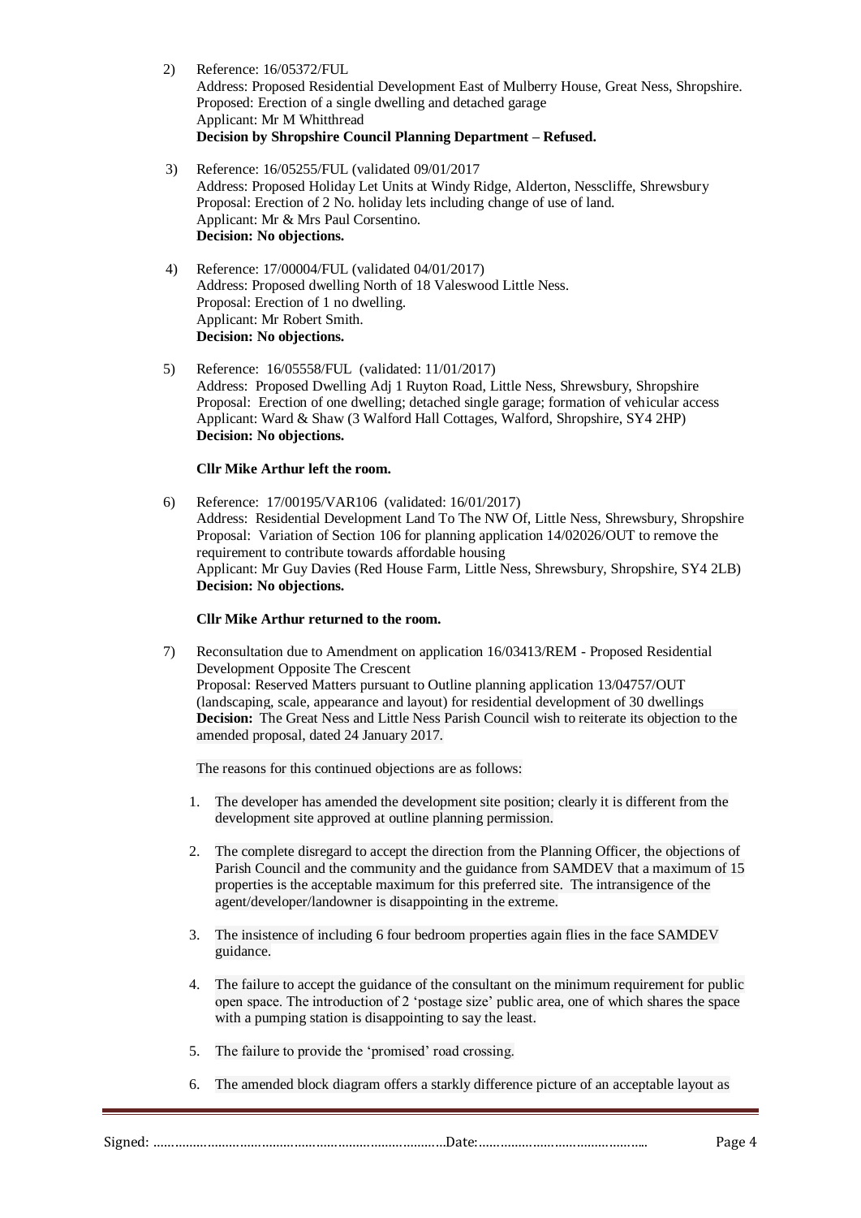2) Reference: 16/05372/FUL
   Address: Proposed Residential Development East of Mulberry House, Great Ness, Shropshire.
   Proposed: Erection of a single dwelling and detached garage
   Applicant: Mr M Whitthread
   **Decision by Shropshire Council Planning Department – Refused.**

3) Reference: 16/05255/FUL (validated 09/01/2017)
   Address: Proposed Holiday Let Units at Windy Ridge, Alderton, Nesscliffe, Shrewsbury
   Proposal: Erection of 2 No. holiday lets including change of use of land.
   Applicant: Mr & Mrs Paul Corsentino.
   **Decision: No objections.**

4) Reference: 17/00004/FUL (validated 04/01/2017)
   Address: Proposed dwelling North of 18 Valeswood Little Ness.
   Proposal: Erection of 1 no dwelling.
   Applicant: Mr Robert Smith.
   **Decision: No objections.**

5) Reference: 16/05558/FUL (validated: 11/01/2017)
   Address: Proposed Dwelling Adj 1 Ruyton Road, Little Ness, Shrewsbury, Shropshire
   Proposal: Erection of one dwelling; detached single garage; formation of vehicular access
   Applicant: Ward & Shaw (3 Walford Hall Cottages, Walford, Shropshire, SY4 2HP)
   **Decision: No objections.**

   **Cllr Mike Arthur left the room.**

6) Reference: 17/00195/VAR106 (validated: 16/01/2017)
   Address: Residential Development Land To The NW Of, Little Ness, Shrewsbury, Shropshire
   Proposal: Variation of Section 106 for planning application 14/02026/OUT to remove the requirement to contribute towards affordable housing
   Applicant: Mr Guy Davies (Red House Farm, Little Ness, Shrewsbury, Shropshire, SY4 2LB)
   **Decision: No objections.**

   **Cllr Mike Arthur returned to the room.**

7) Reconsultation due to Amendment on application 16/03413/REM - Proposed Residential Development Opposite The Crescent
   Proposal: Reserved Matters pursuant to Outline planning application 13/04757/OUT (landscaping, scale, appearance and layout) for residential development of 30 dwellings
   **Decision:** The Great Ness and Little Ness Parish Council wish to reiterate its objection to the amended proposal, dated 24 January 2017.

   The reasons for this continued objections are as follows:

   1. The developer has amended the development site position; clearly it is different from the development site approved at outline planning permission.

   2. The complete disregard to accept the direction from the Planning Officer, the objections of Parish Council and the community and the guidance from SAMDEV that a maximum of 15 properties is the acceptable maximum for this preferred site. The intransigence of the agent/developer/landowner is disappointing in the extreme.

   3. The insistence of including 6 four bedroom properties again flies in the face SAMDEV guidance.

   4. The failure to accept the guidance of the consultant on the minimum requirement for public open space. The introduction of 2 'postage size' public area, one of which shares the space with a pumping station is disappointing to say the least.

   5. The failure to provide the 'promised' road crossing.

   6. The amended block diagram offers a starkly difference picture of an acceptable layout as

Signed: ……………………………………………………………………Date:……………………………………….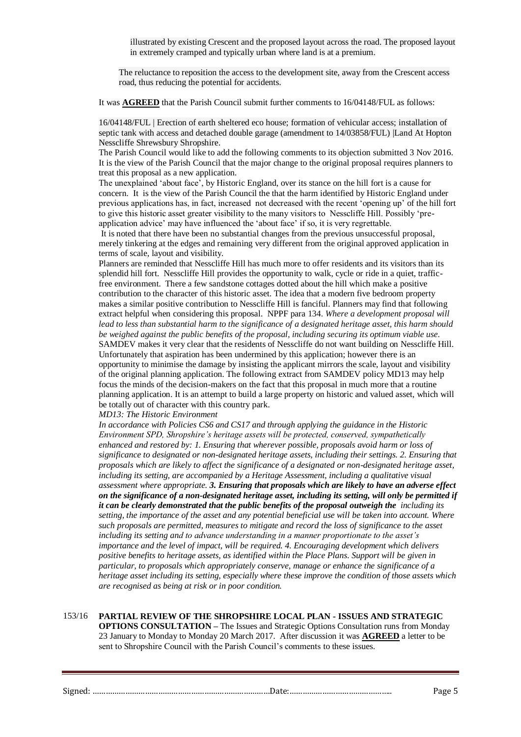illustrated by existing Crescent and the proposed layout across the road. The proposed layout in extremely cramped and typically urban where land is at a premium.

The reluctance to reposition the access to the development site, away from the Crescent access road, thus reducing the potential for accidents.

It was **AGREED** that the Parish Council submit further comments to 16/04148/FUL as follows:

16/04148/FUL | Erection of earth sheltered eco house; formation of vehicular access; installation of septic tank with access and detached double garage (amendment to 14/03858/FUL) |Land At Hopton Nesscliffe Shrewsbury Shropshire.

The Parish Council would like to add the following comments to its objection submitted 3 Nov 2016. It is the view of the Parish Council that the major change to the original proposal requires planners to treat this proposal as a new application.

The unexplained 'about face', by Historic England, over its stance on the hill fort is a cause for concern. It is the view of the Parish Council the that the harm identified by Historic England under previous applications has, in fact, increased not decreased with the recent 'opening up' of the hill fort to give this historic asset greater visibility to the many visitors to Nesscliffe Hill. Possibly 'pre-application advice' may have influenced the 'about face' if so, it is very regrettable.

It is noted that there have been no substantial changes from the previous unsuccessful proposal, merely tinkering at the edges and remaining very different from the original approved application in terms of scale, layout and visibility.

Planners are reminded that Nesscliffe Hill has much more to offer residents and its visitors than its splendid hill fort. Nesscliffe Hill provides the opportunity to walk, cycle or ride in a quiet, traffic-free environment. There a few sandstone cottages dotted about the hill which make a positive contribution to the character of this historic asset. The idea that a modern five bedroom property makes a similar positive contribution to Nesscliffe Hill is fanciful. Planners may find that following extract helpful when considering this proposal. NPPF para 134. *Where a development proposal will lead to less than substantial harm to the significance of a designated heritage asset, this harm should be weighed against the public benefits of the proposal, including securing its optimum viable use.*

SAMDEV makes it very clear that the residents of Nesscliffe do not want building on Nesscliffe Hill. Unfortunately that aspiration has been undermined by this application; however there is an opportunity to minimise the damage by insisting the applicant mirrors the scale, layout and visibility of the original planning application. The following extract from SAMDEV policy MD13 may help focus the minds of the decision-makers on the fact that this proposal in much more that a routine planning application. It is an attempt to build a large property on historic and valued asset, which will be totally out of character with this country park.

*MD13: The Historic Environment*

*In accordance with Policies CS6 and CS17 and through applying the guidance in the Historic Environment SPD, Shropshire's heritage assets will be protected, conserved, sympathetically enhanced and restored by: 1. Ensuring that wherever possible, proposals avoid harm or loss of significance to designated or non-designated heritage assets, including their settings. 2. Ensuring that proposals which are likely to affect the significance of a designated or non-designated heritage asset, including its setting, are accompanied by a Heritage Assessment, including a qualitative visual assessment where appropriate.* ***3. Ensuring that proposals which are likely to have an adverse effect on the significance of a non-designated heritage asset, including its setting, will only be permitted if it can be clearly demonstrated that the public benefits of the proposal outweigh the*** *including its setting, the importance of the asset and any potential beneficial use will be taken into account. Where such proposals are permitted, measures to mitigate and record the loss of significance to the asset including its setting and to advance understanding in a manner proportionate to the asset's importance and the level of impact, will be required. 4. Encouraging development which delivers positive benefits to heritage assets, as identified within the Place Plans. Support will be given in particular, to proposals which appropriately conserve, manage or enhance the significance of a heritage asset including its setting, especially where these improve the condition of those assets which are recognised as being at risk or in poor condition.*

153/16 **PARTIAL REVIEW OF THE SHROPSHIRE LOCAL PLAN - ISSUES AND STRATEGIC OPTIONS CONSULTATION –** The Issues and Strategic Options Consultation runs from Monday 23 January to Monday to Monday 20 March 2017. After discussion it was **AGREED** a letter to be sent to Shropshire Council with the Parish Council's comments to these issues.

Signed: ……………………………………………………………………Date:…………………………………….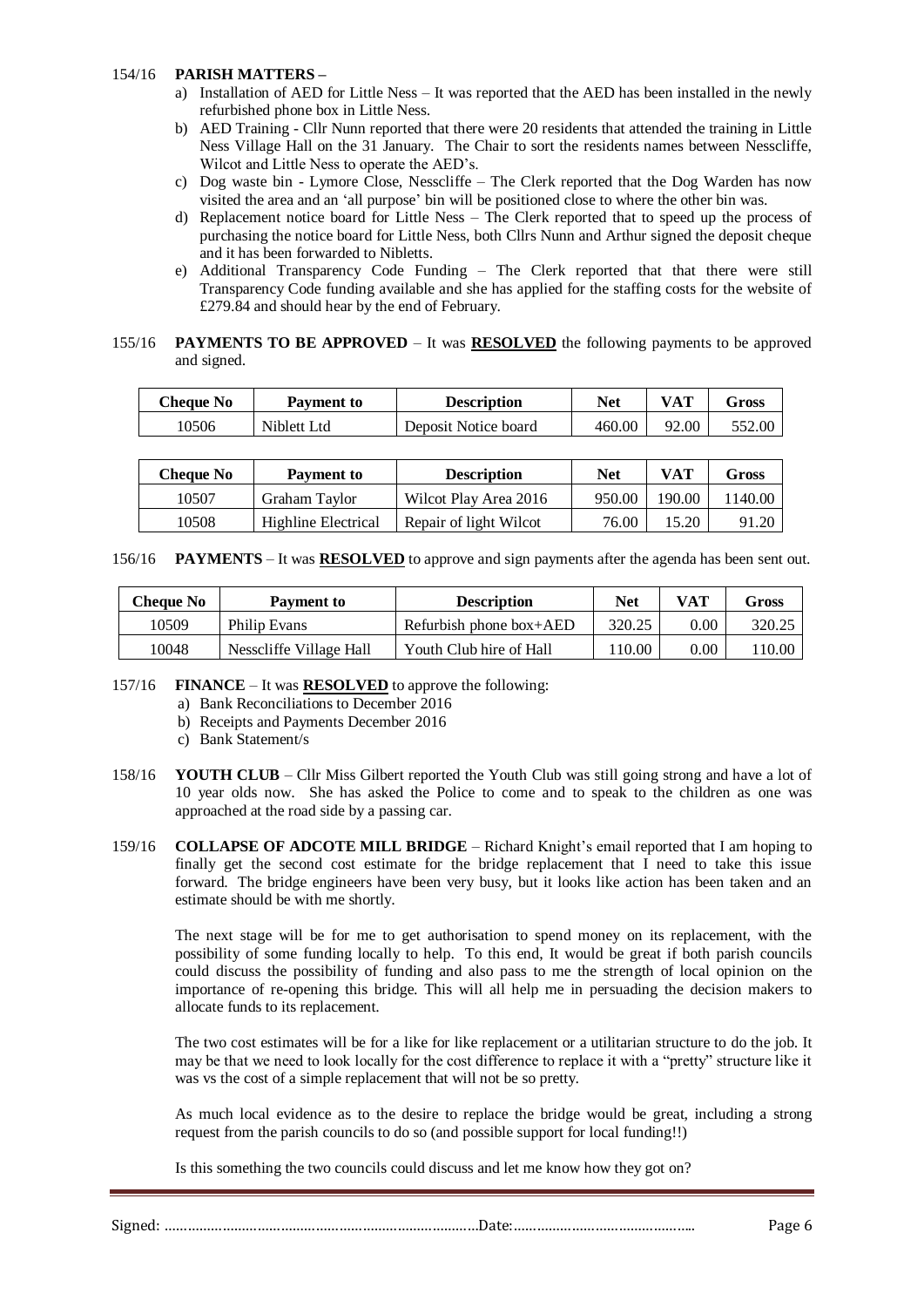154/16 **PARISH MATTERS –**

a) Installation of AED for Little Ness – It was reported that the AED has been installed in the newly refurbished phone box in Little Ness.
b) AED Training - Cllr Nunn reported that there were 20 residents that attended the training in Little Ness Village Hall on the 31 January. The Chair to sort the residents names between Nesscliffe, Wilcot and Little Ness to operate the AED's.
c) Dog waste bin - Lymore Close, Nesscliffe – The Clerk reported that the Dog Warden has now visited the area and an 'all purpose' bin will be positioned close to where the other bin was.
d) Replacement notice board for Little Ness – The Clerk reported that to speed up the process of purchasing the notice board for Little Ness, both Cllrs Nunn and Arthur signed the deposit cheque and it has been forwarded to Nibletts.
e) Additional Transparency Code Funding – The Clerk reported that that there were still Transparency Code funding available and she has applied for the staffing costs for the website of £279.84 and should hear by the end of February.

155/16 **PAYMENTS TO BE APPROVED** – It was **RESOLVED** the following payments to be approved and signed.

| Cheque No | Payment to | Description | Net | VAT | Gross |
|---|---|---|---|---|---|
| 10506 | Niblett Ltd | Deposit Notice board | 460.00 | 92.00 | 552.00 |

| Cheque No | Payment to | Description | Net | VAT | Gross |
|---|---|---|---|---|---|
| 10507 | Graham Taylor | Wilcot Play Area 2016 | 950.00 | 190.00 | 1140.00 |
| 10508 | Highline Electrical | Repair of light Wilcot | 76.00 | 15.20 | 91.20 |

156/16 **PAYMENTS** – It was **RESOLVED** to approve and sign payments after the agenda has been sent out.

| Cheque No | Payment to | Description | Net | VAT | Gross |
|---|---|---|---|---|---|
| 10509 | Philip Evans | Refurbish phone box+AED | 320.25 | 0.00 | 320.25 |
| 10048 | Nesscliffe Village Hall | Youth Club hire of Hall | 110.00 | 0.00 | 110.00 |

157/16 **FINANCE** – It was **RESOLVED** to approve the following:

a) Bank Reconciliations to December 2016
b) Receipts and Payments December 2016
c) Bank Statement/s

158/16 **YOUTH CLUB** – Cllr Miss Gilbert reported the Youth Club was still going strong and have a lot of 10 year olds now. She has asked the Police to come and to speak to the children as one was approached at the road side by a passing car.

159/16 **COLLAPSE OF ADCOTE MILL BRIDGE** – Richard Knight's email reported that I am hoping to finally get the second cost estimate for the bridge replacement that I need to take this issue forward. The bridge engineers have been very busy, but it looks like action has been taken and an estimate should be with me shortly.

The next stage will be for me to get authorisation to spend money on its replacement, with the possibility of some funding locally to help. To this end, It would be great if both parish councils could discuss the possibility of funding and also pass to me the strength of local opinion on the importance of re-opening this bridge. This will all help me in persuading the decision makers to allocate funds to its replacement.

The two cost estimates will be for a like for like replacement or a utilitarian structure to do the job. It may be that we need to look locally for the cost difference to replace it with a "pretty" structure like it was vs the cost of a simple replacement that will not be so pretty.

As much local evidence as to the desire to replace the bridge would be great, including a strong request from the parish councils to do so (and possible support for local funding!!)

Is this something the two councils could discuss and let me know how they got on?

Signed: ……………………………………………………………………Date:………………………………………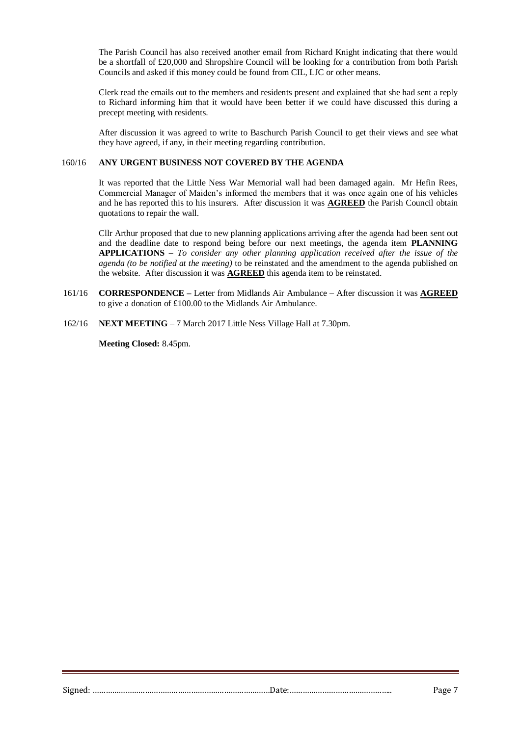The Parish Council has also received another email from Richard Knight indicating that there would be a shortfall of £20,000 and Shropshire Council will be looking for a contribution from both Parish Councils and asked if this money could be found from CIL, LJC or other means.

Clerk read the emails out to the members and residents present and explained that she had sent a reply to Richard informing him that it would have been better if we could have discussed this during a precept meeting with residents.

After discussion it was agreed to write to Baschurch Parish Council to get their views and see what they have agreed, if any, in their meeting regarding contribution.

160/16 **ANY URGENT BUSINESS NOT COVERED BY THE AGENDA**

It was reported that the Little Ness War Memorial wall had been damaged again. Mr Hefin Rees, Commercial Manager of Maiden's informed the members that it was once again one of his vehicles and he has reported this to his insurers. After discussion it was **AGREED** the Parish Council obtain quotations to repair the wall.

Cllr Arthur proposed that due to new planning applications arriving after the agenda had been sent out and the deadline date to respond being before our next meetings, the agenda item **PLANNING APPLICATIONS –** *To consider any other planning application received after the issue of the agenda (to be notified at the meeting)* to be reinstated and the amendment to the agenda published on the website. After discussion it was **AGREED** this agenda item to be reinstated.

161/16 **CORRESPONDENCE –** Letter from Midlands Air Ambulance – After discussion it was **AGREED** to give a donation of £100.00 to the Midlands Air Ambulance.

162/16 **NEXT MEETING** – 7 March 2017 Little Ness Village Hall at 7.30pm.

**Meeting Closed:** 8.45pm.

Signed: ………………………………………………………………………Date:………………………………………..